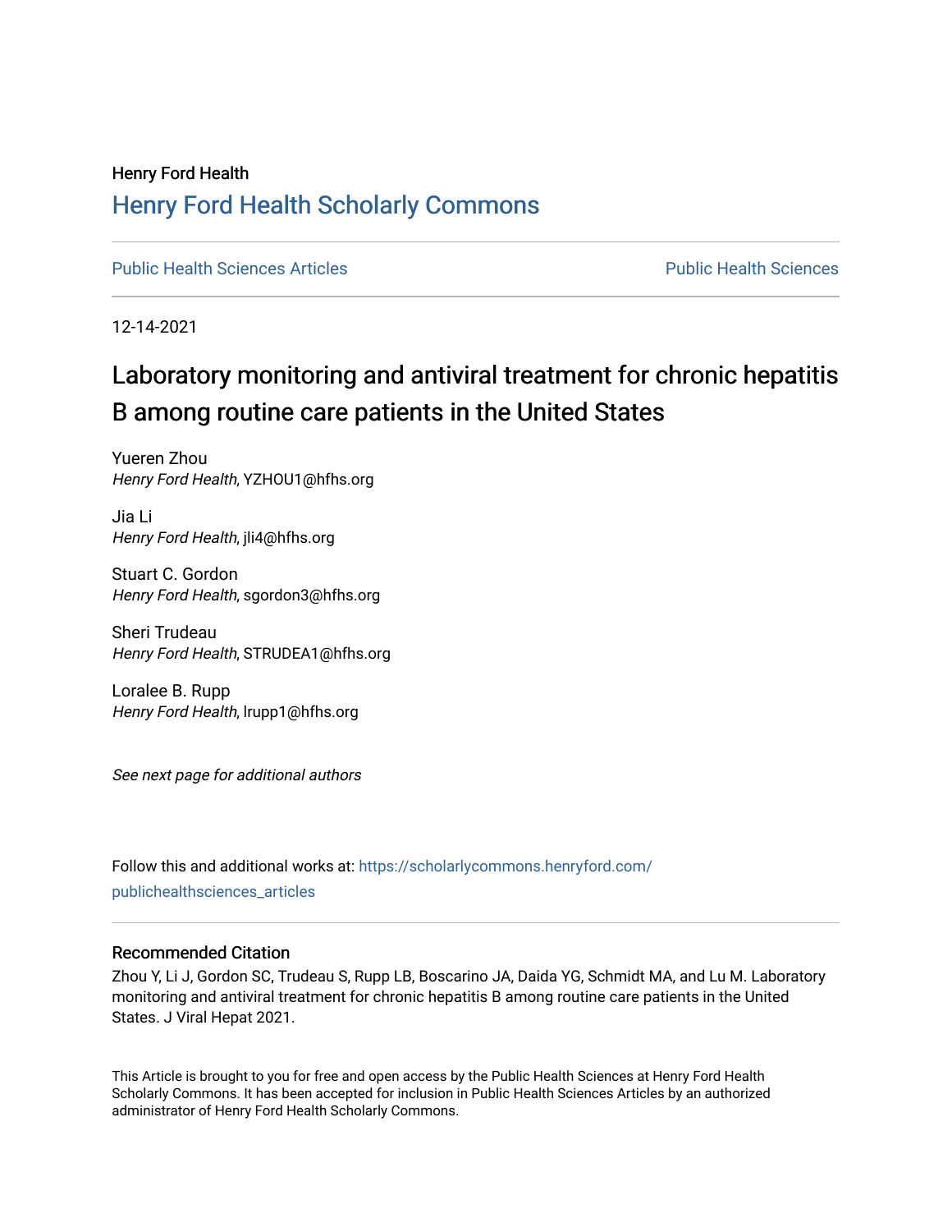Henry Ford Health

# Henry Ford Health Scholarly Commons

Public Health Sciences Articles | Public Health Sciences

12-14-2021

## Laboratory monitoring and antiviral treatment for chronic hepatitis B among routine care patients in the United States

Yueren Zhou
*Henry Ford Health*, YZHOU1@hfhs.org

Jia Li
*Henry Ford Health*, jli4@hfhs.org

Stuart C. Gordon
*Henry Ford Health*, sgordon3@hfhs.org

Sheri Trudeau
*Henry Ford Health*, STRUDEA1@hfhs.org

Loralee B. Rupp
*Henry Ford Health*, lrupp1@hfhs.org

*See next page for additional authors*

Follow this and additional works at: https://scholarlycommons.henryford.com/publichealthsciences_articles

### Recommended Citation

Zhou Y, Li J, Gordon SC, Trudeau S, Rupp LB, Boscarino JA, Daida YG, Schmidt MA, and Lu M. Laboratory monitoring and antiviral treatment for chronic hepatitis B among routine care patients in the United States. J Viral Hepat 2021.

This Article is brought to you for free and open access by the Public Health Sciences at Henry Ford Health Scholarly Commons. It has been accepted for inclusion in Public Health Sciences Articles by an authorized administrator of Henry Ford Health Scholarly Commons.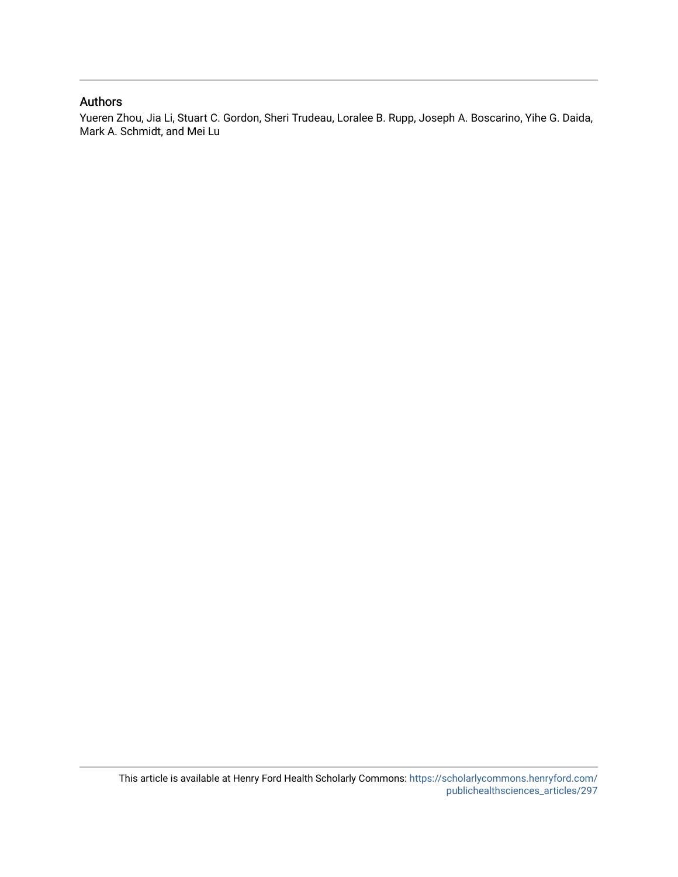## Authors

Yueren Zhou, Jia Li, Stuart C. Gordon, Sheri Trudeau, Loralee B. Rupp, Joseph A. Boscarino, Yihe G. Daida, Mark A. Schmidt, and Mei Lu

This article is available at Henry Ford Health Scholarly Commons: https://scholarlycommons.henryford.com/publichealthsciences_articles/297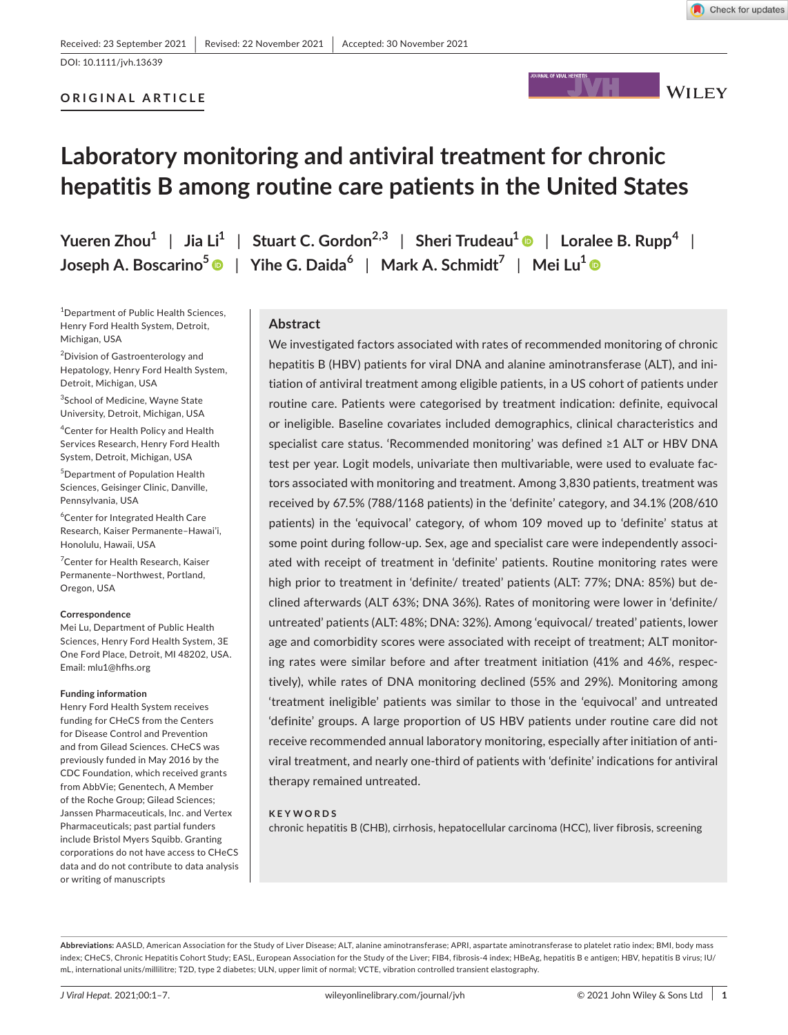Received: 23 September 2021 | Revised: 22 November 2021 | Accepted: 30 November 2021

DOI: 10.1111/jvh.13639

**ORIGINAL ARTICLE**

# Laboratory monitoring and antiviral treatment for chronic hepatitis B among routine care patients in the United States

**Yueren Zhou[1] | Jia Li[1] | Stuart C. Gordon[2,3] | Sheri Trudeau[1] | Loralee B. Rupp[4] | Joseph A. Boscarino[5] | Yihe G. Daida[6] | Mark A. Schmidt[7] | Mei Lu[1]**

[1]Department of Public Health Sciences, Henry Ford Health System, Detroit, Michigan, USA

[2]Division of Gastroenterology and Hepatology, Henry Ford Health System, Detroit, Michigan, USA

[3]School of Medicine, Wayne State University, Detroit, Michigan, USA

[4]Center for Health Policy and Health Services Research, Henry Ford Health System, Detroit, Michigan, USA

[5]Department of Population Health Sciences, Geisinger Clinic, Danville, Pennsylvania, USA

[6]Center for Integrated Health Care Research, Kaiser Permanente–Hawai'i, Honolulu, Hawaii, USA

[7]Center for Health Research, Kaiser Permanente–Northwest, Portland, Oregon, USA

**Correspondence**

Mei Lu, Department of Public Health Sciences, Henry Ford Health System, 3E One Ford Place, Detroit, MI 48202, USA.
Email: mlu1@hfhs.org

**Funding information**

Henry Ford Health System receives funding for CHeCS from the Centers for Disease Control and Prevention and from Gilead Sciences. CHeCS was previously funded in May 2016 by the CDC Foundation, which received grants from AbbVie; Genentech, A Member of the Roche Group; Gilead Sciences; Janssen Pharmaceuticals, Inc. and Vertex Pharmaceuticals; past partial funders include Bristol Myers Squibb. Granting corporations do not have access to CHeCS data and do not contribute to data analysis or writing of manuscripts

## Abstract

We investigated factors associated with rates of recommended monitoring of chronic hepatitis B (HBV) patients for viral DNA and alanine aminotransferase (ALT), and initiation of antiviral treatment among eligible patients, in a US cohort of patients under routine care. Patients were categorised by treatment indication: definite, equivocal or ineligible. Baseline covariates included demographics, clinical characteristics and specialist care status. 'Recommended monitoring' was defined ≥1 ALT or HBV DNA test per year. Logit models, univariate then multivariable, were used to evaluate factors associated with monitoring and treatment. Among 3,830 patients, treatment was received by 67.5% (788/1168 patients) in the 'definite' category, and 34.1% (208/610 patients) in the 'equivocal' category, of whom 109 moved up to 'definite' status at some point during follow-up. Sex, age and specialist care were independently associated with receipt of treatment in 'definite' patients. Routine monitoring rates were high prior to treatment in 'definite/ treated' patients (ALT: 77%; DNA: 85%) but declined afterwards (ALT 63%; DNA 36%). Rates of monitoring were lower in 'definite/ untreated' patients (ALT: 48%; DNA: 32%). Among 'equivocal/ treated' patients, lower age and comorbidity scores were associated with receipt of treatment; ALT monitoring rates were similar before and after treatment initiation (41% and 46%, respectively), while rates of DNA monitoring declined (55% and 29%). Monitoring among 'treatment ineligible' patients was similar to those in the 'equivocal' and untreated 'definite' groups. A large proportion of US HBV patients under routine care did not receive recommended annual laboratory monitoring, especially after initiation of antiviral treatment, and nearly one-third of patients with 'definite' indications for antiviral therapy remained untreated.

**KEYWORDS**

chronic hepatitis B (CHB), cirrhosis, hepatocellular carcinoma (HCC), liver fibrosis, screening

**Abbreviations:** AASLD, American Association for the Study of Liver Disease; ALT, alanine aminotransferase; APRI, aspartate aminotransferase to platelet ratio index; BMI, body mass index; CHeCS, Chronic Hepatitis Cohort Study; EASL, European Association for the Study of the Liver; FIB4, fibrosis-4 index; HBeAg, hepatitis B e antigen; HBV, hepatitis B virus; IU/mL, international units/millilitre; T2D, type 2 diabetes; ULN, upper limit of normal; VCTE, vibration controlled transient elastography.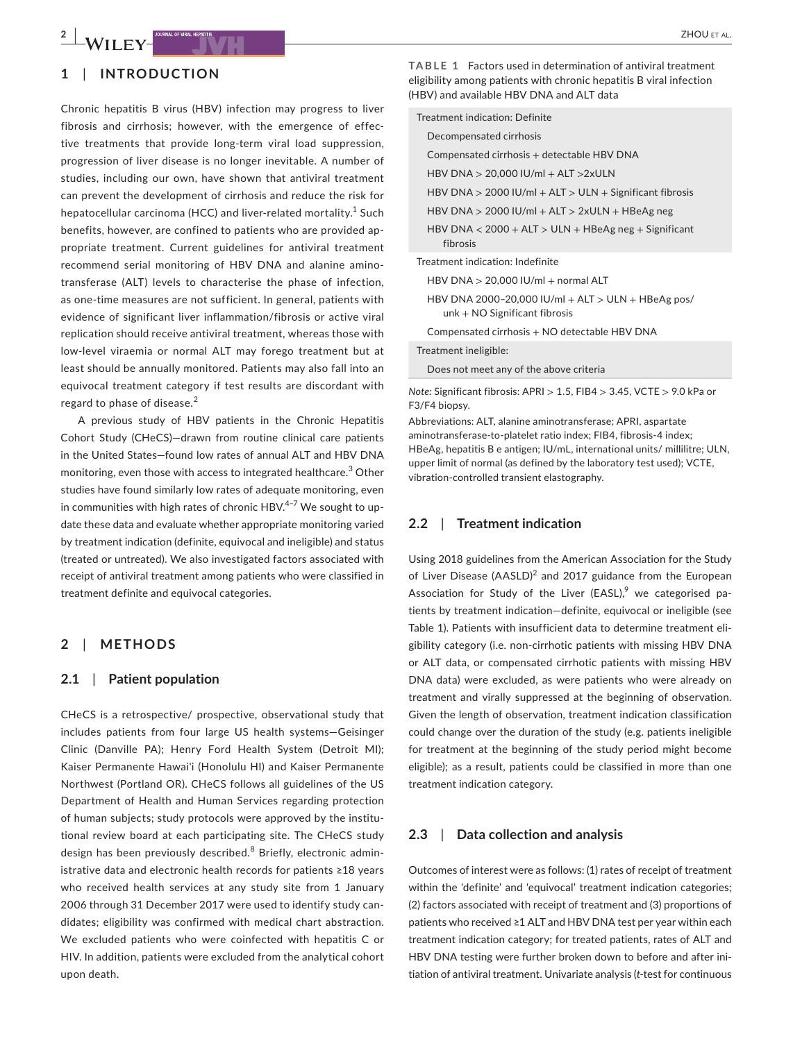## 1 | INTRODUCTION

Chronic hepatitis B virus (HBV) infection may progress to liver fibrosis and cirrhosis; however, with the emergence of effective treatments that provide long-term viral load suppression, progression of liver disease is no longer inevitable. A number of studies, including our own, have shown that antiviral treatment can prevent the development of cirrhosis and reduce the risk for hepatocellular carcinoma (HCC) and liver-related mortality.[1] Such benefits, however, are confined to patients who are provided appropriate treatment. Current guidelines for antiviral treatment recommend serial monitoring of HBV DNA and alanine aminotransferase (ALT) levels to characterise the phase of infection, as one-time measures are not sufficient. In general, patients with evidence of significant liver inflammation/fibrosis or active viral replication should receive antiviral treatment, whereas those with low-level viraemia or normal ALT may forego treatment but at least should be annually monitored. Patients may also fall into an equivocal treatment category if test results are discordant with regard to phase of disease.[2]

A previous study of HBV patients in the Chronic Hepatitis Cohort Study (CHeCS)—drawn from routine clinical care patients in the United States—found low rates of annual ALT and HBV DNA monitoring, even those with access to integrated healthcare.[3] Other studies have found similarly low rates of adequate monitoring, even in communities with high rates of chronic HBV.[4–7] We sought to update these data and evaluate whether appropriate monitoring varied by treatment indication (definite, equivocal and ineligible) and status (treated or untreated). We also investigated factors associated with receipt of antiviral treatment among patients who were classified in treatment definite and equivocal categories.

## 2 | METHODS

### 2.1 | Patient population

CHeCS is a retrospective/ prospective, observational study that includes patients from four large US health systems—Geisinger Clinic (Danville PA); Henry Ford Health System (Detroit MI); Kaiser Permanente Hawai'i (Honolulu HI) and Kaiser Permanente Northwest (Portland OR). CHeCS follows all guidelines of the US Department of Health and Human Services regarding protection of human subjects; study protocols were approved by the institutional review board at each participating site. The CHeCS study design has been previously described.[8] Briefly, electronic administrative data and electronic health records for patients ≥18 years who received health services at any study site from 1 January 2006 through 31 December 2017 were used to identify study candidates; eligibility was confirmed with medical chart abstraction. We excluded patients who were coinfected with hepatitis C or HIV. In addition, patients were excluded from the analytical cohort upon death.

**TABLE 1** Factors used in determination of antiviral treatment eligibility among patients with chronic hepatitis B viral infection (HBV) and available HBV DNA and ALT data

| |
|---|
| Treatment indication: Definite |
| Decompensated cirrhosis |
| Compensated cirrhosis + detectable HBV DNA |
| HBV DNA > 20,000 IU/ml + ALT >2xULN |
| HBV DNA > 2000 IU/ml + ALT > ULN + Significant fibrosis |
| HBV DNA > 2000 IU/ml + ALT > 2xULN + HBeAg neg |
| HBV DNA < 2000 + ALT > ULN + HBeAg neg + Significant fibrosis |
| Treatment indication: Indefinite |
| HBV DNA > 20,000 IU/ml + normal ALT |
| HBV DNA 2000–20,000 IU/ml + ALT > ULN + HBeAg pos/ unk + NO Significant fibrosis |
| Compensated cirrhosis + NO detectable HBV DNA |
| Treatment ineligible: |
| Does not meet any of the above criteria |

*Note:* Significant fibrosis: APRI > 1.5, FIB4 > 3.45, VCTE > 9.0 kPa or F3/F4 biopsy.

Abbreviations: ALT, alanine aminotransferase; APRI, aspartate aminotransferase-to-platelet ratio index; FIB4, fibrosis-4 index; HBeAg, hepatitis B e antigen; IU/mL, international units/ millilitre; ULN, upper limit of normal (as defined by the laboratory test used); VCTE, vibration-controlled transient elastography.

### 2.2 | Treatment indication

Using 2018 guidelines from the American Association for the Study of Liver Disease (AASLD)[2] and 2017 guidance from the European Association for Study of the Liver (EASL),[9] we categorised patients by treatment indication—definite, equivocal or ineligible (see Table 1). Patients with insufficient data to determine treatment eligibility category (i.e. non-cirrhotic patients with missing HBV DNA or ALT data, or compensated cirrhotic patients with missing HBV DNA data) were excluded, as were patients who were already on treatment and virally suppressed at the beginning of observation. Given the length of observation, treatment indication classification could change over the duration of the study (e.g. patients ineligible for treatment at the beginning of the study period might become eligible); as a result, patients could be classified in more than one treatment indication category.

### 2.3 | Data collection and analysis

Outcomes of interest were as follows: (1) rates of receipt of treatment within the 'definite' and 'equivocal' treatment indication categories; (2) factors associated with receipt of treatment and (3) proportions of patients who received ≥1 ALT and HBV DNA test per year within each treatment indication category; for treated patients, rates of ALT and HBV DNA testing were further broken down to before and after initiation of antiviral treatment. Univariate analysis (*t*-test for continuous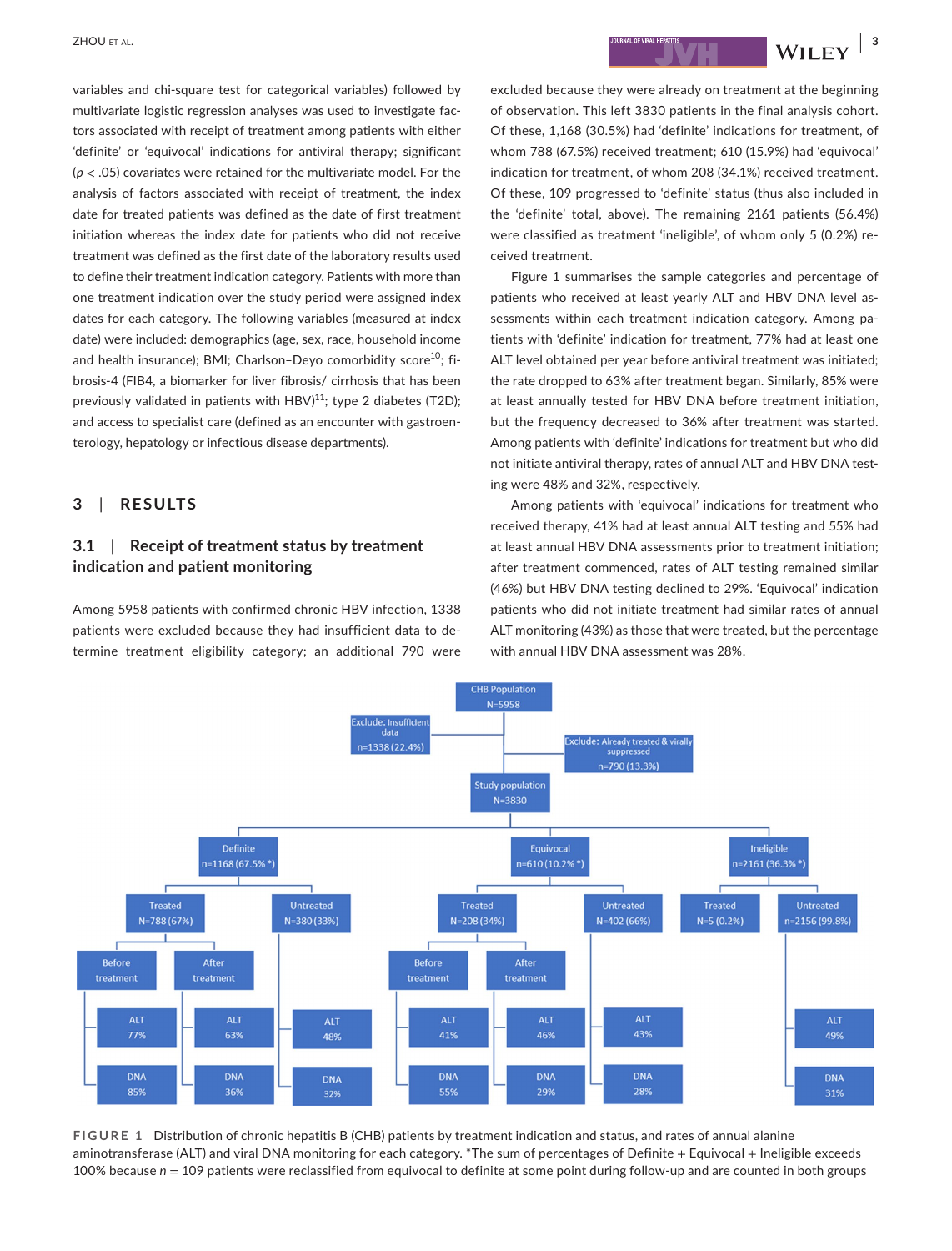variables and chi-square test for categorical variables) followed by multivariate logistic regression analyses was used to investigate factors associated with receipt of treatment among patients with either 'definite' or 'equivocal' indications for antiviral therapy; significant ($p < .05$) covariates were retained for the multivariate model. For the analysis of factors associated with receipt of treatment, the index date for treated patients was defined as the date of first treatment initiation whereas the index date for patients who did not receive treatment was defined as the first date of the laboratory results used to define their treatment indication category. Patients with more than one treatment indication over the study period were assigned index dates for each category. The following variables (measured at index date) were included: demographics (age, sex, race, household income and health insurance); BMI; Charlson–Deyo comorbidity score[10]; fibrosis-4 (FIB4, a biomarker for liver fibrosis/ cirrhosis that has been previously validated in patients with HBV)[11]; type 2 diabetes (T2D); and access to specialist care (defined as an encounter with gastroenterology, hepatology or infectious disease departments).

## 3 | RESULTS

### 3.1 | Receipt of treatment status by treatment indication and patient monitoring

Among 5958 patients with confirmed chronic HBV infection, 1338 patients were excluded because they had insufficient data to determine treatment eligibility category; an additional 790 were excluded because they were already on treatment at the beginning of observation. This left 3830 patients in the final analysis cohort. Of these, 1,168 (30.5%) had 'definite' indications for treatment, of whom 788 (67.5%) received treatment; 610 (15.9%) had 'equivocal' indication for treatment, of whom 208 (34.1%) received treatment. Of these, 109 progressed to 'definite' status (thus also included in the 'definite' total, above). The remaining 2161 patients (56.4%) were classified as treatment 'ineligible', of whom only 5 (0.2%) received treatment.

Figure 1 summarises the sample categories and percentage of patients who received at least yearly ALT and HBV DNA level assessments within each treatment indication category. Among patients with 'definite' indication for treatment, 77% had at least one ALT level obtained per year before antiviral treatment was initiated; the rate dropped to 63% after treatment began. Similarly, 85% were at least annually tested for HBV DNA before treatment initiation, but the frequency decreased to 36% after treatment was started. Among patients with 'definite' indications for treatment but who did not initiate antiviral therapy, rates of annual ALT and HBV DNA testing were 48% and 32%, respectively.

Among patients with 'equivocal' indications for treatment who received therapy, 41% had at least annual ALT testing and 55% had at least annual HBV DNA assessments prior to treatment initiation; after treatment commenced, rates of ALT testing remained similar (46%) but HBV DNA testing declined to 29%. 'Equivocal' indication patients who did not initiate treatment had similar rates of annual ALT monitoring (43%) as those that were treated, but the percentage with annual HBV DNA assessment was 28%.

**FIGURE 1** Distribution of chronic hepatitis B (CHB) patients by treatment indication and status, and rates of annual alanine aminotransferase (ALT) and viral DNA monitoring for each category. *The sum of percentages of Definite + Equivocal + Ineligible exceeds 100% because $n = 109$ patients were reclassified from equivocal to definite at some point during follow-up and are counted in both groups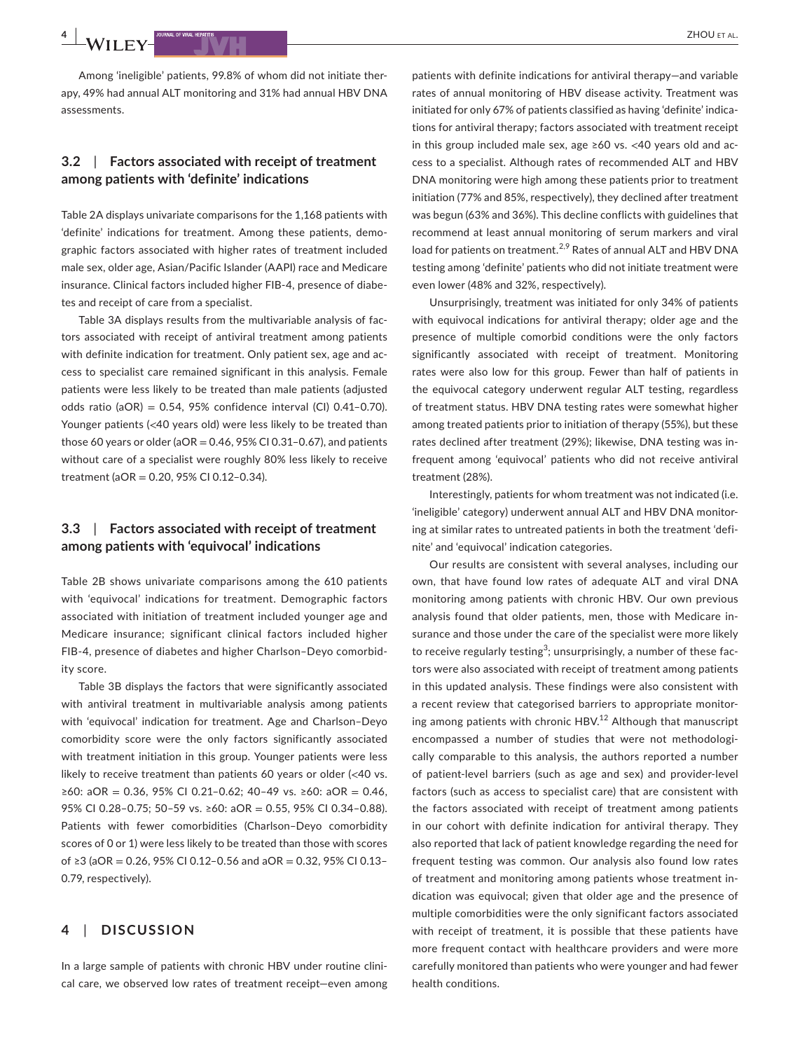Among 'ineligible' patients, 99.8% of whom did not initiate therapy, 49% had annual ALT monitoring and 31% had annual HBV DNA assessments.

### 3.2 | Factors associated with receipt of treatment among patients with 'definite' indications

Table 2A displays univariate comparisons for the 1,168 patients with 'definite' indications for treatment. Among these patients, demographic factors associated with higher rates of treatment included male sex, older age, Asian/Pacific Islander (AAPI) race and Medicare insurance. Clinical factors included higher FIB-4, presence of diabetes and receipt of care from a specialist.

Table 3A displays results from the multivariable analysis of factors associated with receipt of antiviral treatment among patients with definite indication for treatment. Only patient sex, age and access to specialist care remained significant in this analysis. Female patients were less likely to be treated than male patients (adjusted odds ratio (aOR) = 0.54, 95% confidence interval (CI) 0.41–0.70). Younger patients (<40 years old) were less likely to be treated than those 60 years or older (aOR = 0.46, 95% CI 0.31–0.67), and patients without care of a specialist were roughly 80% less likely to receive treatment (aOR = 0.20, 95% CI 0.12–0.34).

### 3.3 | Factors associated with receipt of treatment among patients with 'equivocal' indications

Table 2B shows univariate comparisons among the 610 patients with 'equivocal' indications for treatment. Demographic factors associated with initiation of treatment included younger age and Medicare insurance; significant clinical factors included higher FIB-4, presence of diabetes and higher Charlson–Deyo comorbidity score.

Table 3B displays the factors that were significantly associated with antiviral treatment in multivariable analysis among patients with 'equivocal' indication for treatment. Age and Charlson–Deyo comorbidity score were the only factors significantly associated with treatment initiation in this group. Younger patients were less likely to receive treatment than patients 60 years or older (<40 vs. ≥60: aOR = 0.36, 95% CI 0.21–0.62; 40–49 vs. ≥60: aOR = 0.46, 95% CI 0.28–0.75; 50–59 vs. ≥60: aOR = 0.55, 95% CI 0.34–0.88). Patients with fewer comorbidities (Charlson–Deyo comorbidity scores of 0 or 1) were less likely to be treated than those with scores of ≥3 (aOR = 0.26, 95% CI 0.12–0.56 and aOR = 0.32, 95% CI 0.13–0.79, respectively).

## 4 | DISCUSSION

In a large sample of patients with chronic HBV under routine clinical care, we observed low rates of treatment receipt—even among patients with definite indications for antiviral therapy—and variable rates of annual monitoring of HBV disease activity. Treatment was initiated for only 67% of patients classified as having 'definite' indications for antiviral therapy; factors associated with treatment receipt in this group included male sex, age ≥60 vs. <40 years old and access to a specialist. Although rates of recommended ALT and HBV DNA monitoring were high among these patients prior to treatment initiation (77% and 85%, respectively), they declined after treatment was begun (63% and 36%). This decline conflicts with guidelines that recommend at least annual monitoring of serum markers and viral load for patients on treatment.[2,9] Rates of annual ALT and HBV DNA testing among 'definite' patients who did not initiate treatment were even lower (48% and 32%, respectively).

Unsurprisingly, treatment was initiated for only 34% of patients with equivocal indications for antiviral therapy; older age and the presence of multiple comorbid conditions were the only factors significantly associated with receipt of treatment. Monitoring rates were also low for this group. Fewer than half of patients in the equivocal category underwent regular ALT testing, regardless of treatment status. HBV DNA testing rates were somewhat higher among treated patients prior to initiation of therapy (55%), but these rates declined after treatment (29%); likewise, DNA testing was infrequent among 'equivocal' patients who did not receive antiviral treatment (28%).

Interestingly, patients for whom treatment was not indicated (i.e. 'ineligible' category) underwent annual ALT and HBV DNA monitoring at similar rates to untreated patients in both the treatment 'definite' and 'equivocal' indication categories.

Our results are consistent with several analyses, including our own, that have found low rates of adequate ALT and viral DNA monitoring among patients with chronic HBV. Our own previous analysis found that older patients, men, those with Medicare insurance and those under the care of the specialist were more likely to receive regularly testing[3]; unsurprisingly, a number of these factors were also associated with receipt of treatment among patients in this updated analysis. These findings were also consistent with a recent review that categorised barriers to appropriate monitoring among patients with chronic HBV.[12] Although that manuscript encompassed a number of studies that were not methodologically comparable to this analysis, the authors reported a number of patient-level barriers (such as age and sex) and provider-level factors (such as access to specialist care) that are consistent with the factors associated with receipt of treatment among patients in our cohort with definite indication for antiviral therapy. They also reported that lack of patient knowledge regarding the need for frequent testing was common. Our analysis also found low rates of treatment and monitoring among patients whose treatment indication was equivocal; given that older age and the presence of multiple comorbidities were the only significant factors associated with receipt of treatment, it is possible that these patients have more frequent contact with healthcare providers and were more carefully monitored than patients who were younger and had fewer health conditions.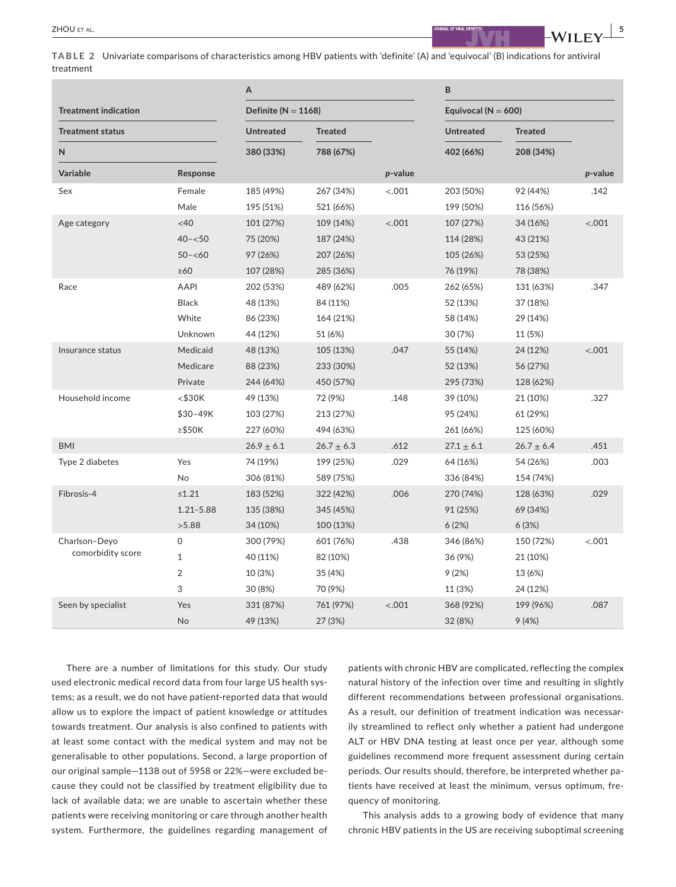**TABLE 2** Univariate comparisons of characteristics among HBV patients with 'definite' (A) and 'equivocal' (B) indications for antiviral treatment

| | | A | | | B | | |
|---|---|---|---|---|---|---|---|
| **Treatment indication** | | **Definite (N = 1168)** | | | **Equivocal (N = 600)** | | |
| **Treatment status** | | **Untreated** | **Treated** | | **Untreated** | **Treated** | |
| **N** | | **380 (33%)** | **788 (67%)** | | **402 (66%)** | **208 (34%)** | |
| **Variable** | **Response** | | | ***p*-value** | | | ***p*-value** |
| Sex | Female | 185 (49%) | 267 (34%) | <.001 | 203 (50%) | 92 (44%) | .142 |
| | Male | 195 (51%) | 521 (66%) | | 199 (50%) | 116 (56%) | |
| Age category | <40 | 101 (27%) | 109 (14%) | <.001 | 107 (27%) | 34 (16%) | <.001 |
| | 40–<50 | 75 (20%) | 187 (24%) | | 114 (28%) | 43 (21%) | |
| | 50–<60 | 97 (26%) | 207 (26%) | | 105 (26%) | 53 (25%) | |
| | ≥60 | 107 (28%) | 285 (36%) | | 76 (19%) | 78 (38%) | |
| Race | AAPI | 202 (53%) | 489 (62%) | .005 | 262 (65%) | 131 (63%) | .347 |
| | Black | 48 (13%) | 84 (11%) | | 52 (13%) | 37 (18%) | |
| | White | 86 (23%) | 164 (21%) | | 58 (14%) | 29 (14%) | |
| | Unknown | 44 (12%) | 51 (6%) | | 30 (7%) | 11 (5%) | |
| Insurance status | Medicaid | 48 (13%) | 105 (13%) | .047 | 55 (14%) | 24 (12%) | <.001 |
| | Medicare | 88 (23%) | 233 (30%) | | 52 (13%) | 56 (27%) | |
| | Private | 244 (64%) | 450 (57%) | | 295 (73%) | 128 (62%) | |
| Household income | <\$30K | 49 (13%) | 72 (9%) | .148 | 39 (10%) | 21 (10%) | .327 |
| | \$30–49K | 103 (27%) | 213 (27%) | | 95 (24%) | 61 (29%) | |
| | ≥\$50K | 227 (60%) | 494 (63%) | | 261 (66%) | 125 (60%) | |
| BMI | | 26.9 ± 6.1 | 26.7 ± 6.3 | .612 | 27.1 ± 6.1 | 26.7 ± 6.4 | .451 |
| Type 2 diabetes | Yes | 74 (19%) | 199 (25%) | .029 | 64 (16%) | 54 (26%) | .003 |
| | No | 306 (81%) | 589 (75%) | | 336 (84%) | 154 (74%) | |
| Fibrosis-4 | ≤1.21 | 183 (52%) | 322 (42%) | .006 | 270 (74%) | 128 (63%) | .029 |
| | 1.21–5.88 | 135 (38%) | 345 (45%) | | 91 (25%) | 69 (34%) | |
| | >5.88 | 34 (10%) | 100 (13%) | | 6 (2%) | 6 (3%) | |
| Charlson–Deyo comorbidity score | 0 | 300 (79%) | 601 (76%) | .438 | 346 (86%) | 150 (72%) | <.001 |
| | 1 | 40 (11%) | 82 (10%) | | 36 (9%) | 21 (10%) | |
| | 2 | 10 (3%) | 35 (4%) | | 9 (2%) | 13 (6%) | |
| | 3 | 30 (8%) | 70 (9%) | | 11 (3%) | 24 (12%) | |
| Seen by specialist | Yes | 331 (87%) | 761 (97%) | <.001 | 368 (92%) | 199 (96%) | .087 |
| | No | 49 (13%) | 27 (3%) | | 32 (8%) | 9 (4%) | |

There are a number of limitations for this study. Our study used electronic medical record data from four large US health systems; as a result, we do not have patient-reported data that would allow us to explore the impact of patient knowledge or attitudes towards treatment. Our analysis is also confined to patients with at least some contact with the medical system and may not be generalisable to other populations. Second, a large proportion of our original sample—1138 out of 5958 or 22%—were excluded because they could not be classified by treatment eligibility due to lack of available data; we are unable to ascertain whether these patients were receiving monitoring or care through another health system. Furthermore, the guidelines regarding management of patients with chronic HBV are complicated, reflecting the complex natural history of the infection over time and resulting in slightly different recommendations between professional organisations. As a result, our definition of treatment indication was necessarily streamlined to reflect only whether a patient had undergone ALT or HBV DNA testing at least once per year, although some guidelines recommend more frequent assessment during certain periods. Our results should, therefore, be interpreted whether patients have received at least the minimum, versus optimum, frequency of monitoring.

This analysis adds to a growing body of evidence that many chronic HBV patients in the US are receiving suboptimal screening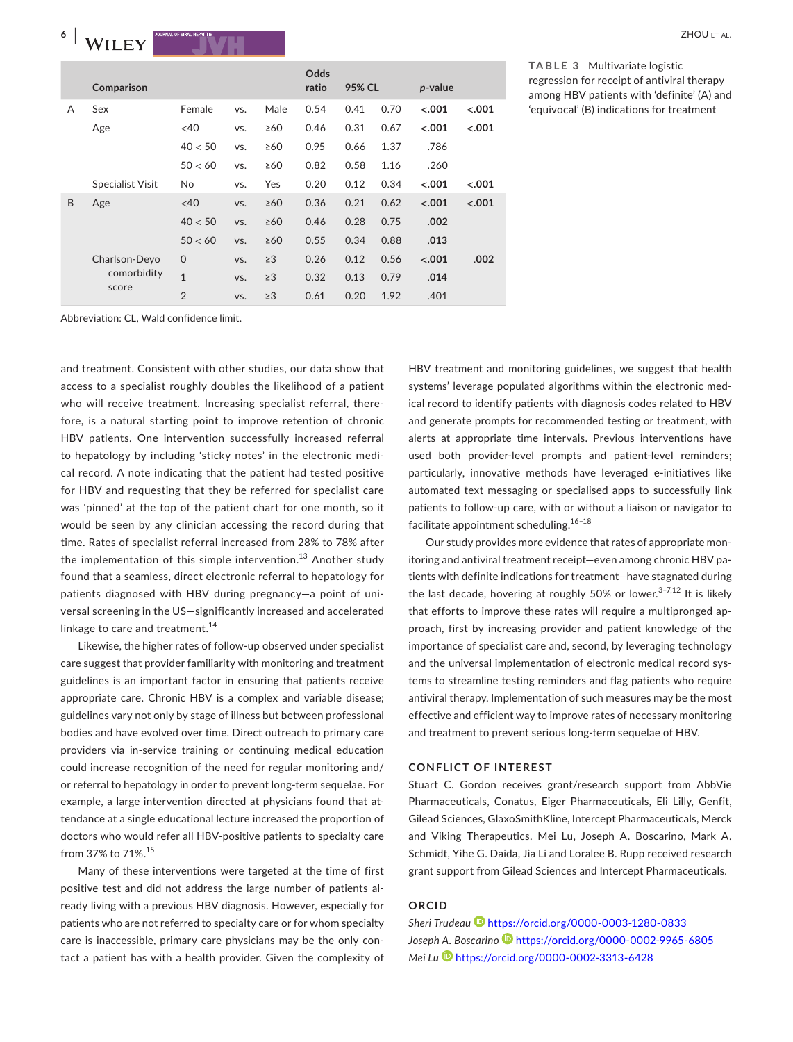**TABLE 3** Multivariate logistic regression for receipt of antiviral therapy among HBV patients with 'definite' (A) and 'equivocal' (B) indications for treatment

| | Comparison | | | | Odds ratio | 95% CL | | *p*-value | |
|---|---|---|---|---|---|---|---|---|---|
| A | Sex | Female | vs. | Male | 0.54 | 0.41 | 0.70 | <.001 | <.001 |
| | Age | <40 | vs. | ≥60 | 0.46 | 0.31 | 0.67 | <.001 | <.001 |
| | | 40 < 50 | vs. | ≥60 | 0.95 | 0.66 | 1.37 | .786 | |
| | | 50 < 60 | vs. | ≥60 | 0.82 | 0.58 | 1.16 | .260 | |
| | Specialist Visit | No | vs. | Yes | 0.20 | 0.12 | 0.34 | <.001 | <.001 |
| B | Age | <40 | vs. | ≥60 | 0.36 | 0.21 | 0.62 | <.001 | <.001 |
| | | 40 < 50 | vs. | ≥60 | 0.46 | 0.28 | 0.75 | .002 | |
| | | 50 < 60 | vs. | ≥60 | 0.55 | 0.34 | 0.88 | .013 | |
| | Charlson-Deyo comorbidity score | 0 | vs. | ≥3 | 0.26 | 0.12 | 0.56 | <.001 | .002 |
| | | 1 | vs. | ≥3 | 0.32 | 0.13 | 0.79 | .014 | |
| | | 2 | vs. | ≥3 | 0.61 | 0.20 | 1.92 | .401 | |

Abbreviation: CL, Wald confidence limit.

and treatment. Consistent with other studies, our data show that access to a specialist roughly doubles the likelihood of a patient who will receive treatment. Increasing specialist referral, therefore, is a natural starting point to improve retention of chronic HBV patients. One intervention successfully increased referral to hepatology by including 'sticky notes' in the electronic medical record. A note indicating that the patient had tested positive for HBV and requesting that they be referred for specialist care was 'pinned' at the top of the patient chart for one month, so it would be seen by any clinician accessing the record during that time. Rates of specialist referral increased from 28% to 78% after the implementation of this simple intervention.[13] Another study found that a seamless, direct electronic referral to hepatology for patients diagnosed with HBV during pregnancy—a point of universal screening in the US—significantly increased and accelerated linkage to care and treatment.[14]

Likewise, the higher rates of follow-up observed under specialist care suggest that provider familiarity with monitoring and treatment guidelines is an important factor in ensuring that patients receive appropriate care. Chronic HBV is a complex and variable disease; guidelines vary not only by stage of illness but between professional bodies and have evolved over time. Direct outreach to primary care providers via in-service training or continuing medical education could increase recognition of the need for regular monitoring and/or referral to hepatology in order to prevent long-term sequelae. For example, a large intervention directed at physicians found that attendance at a single educational lecture increased the proportion of doctors who would refer all HBV-positive patients to specialty care from 37% to 71%.[15]

Many of these interventions were targeted at the time of first positive test and did not address the large number of patients already living with a previous HBV diagnosis. However, especially for patients who are not referred to specialty care or for whom specialty care is inaccessible, primary care physicians may be the only contact a patient has with a health provider. Given the complexity of HBV treatment and monitoring guidelines, we suggest that health systems' leverage populated algorithms within the electronic medical record to identify patients with diagnosis codes related to HBV and generate prompts for recommended testing or treatment, with alerts at appropriate time intervals. Previous interventions have used both provider-level prompts and patient-level reminders; particularly, innovative methods have leveraged e-initiatives like automated text messaging or specialised apps to successfully link patients to follow-up care, with or without a liaison or navigator to facilitate appointment scheduling.[16–18]

Our study provides more evidence that rates of appropriate monitoring and antiviral treatment receipt—even among chronic HBV patients with definite indications for treatment—have stagnated during the last decade, hovering at roughly 50% or lower.[3–7,12] It is likely that efforts to improve these rates will require a multipronged approach, first by increasing provider and patient knowledge of the importance of specialist care and, second, by leveraging technology and the universal implementation of electronic medical record systems to streamline testing reminders and flag patients who require antiviral therapy. Implementation of such measures may be the most effective and efficient way to improve rates of necessary monitoring and treatment to prevent serious long-term sequelae of HBV.

## CONFLICT OF INTEREST

Stuart C. Gordon receives grant/research support from AbbVie Pharmaceuticals, Conatus, Eiger Pharmaceuticals, Eli Lilly, Genfit, Gilead Sciences, GlaxoSmithKline, Intercept Pharmaceuticals, Merck and Viking Therapeutics. Mei Lu, Joseph A. Boscarino, Mark A. Schmidt, Yihe G. Daida, Jia Li and Loralee B. Rupp received research grant support from Gilead Sciences and Intercept Pharmaceuticals.

## ORCID

*Sheri Trudeau* https://orcid.org/0000-0003-1280-0833
*Joseph A. Boscarino* https://orcid.org/0000-0002-9965-6805
*Mei Lu* https://orcid.org/0000-0002-3313-6428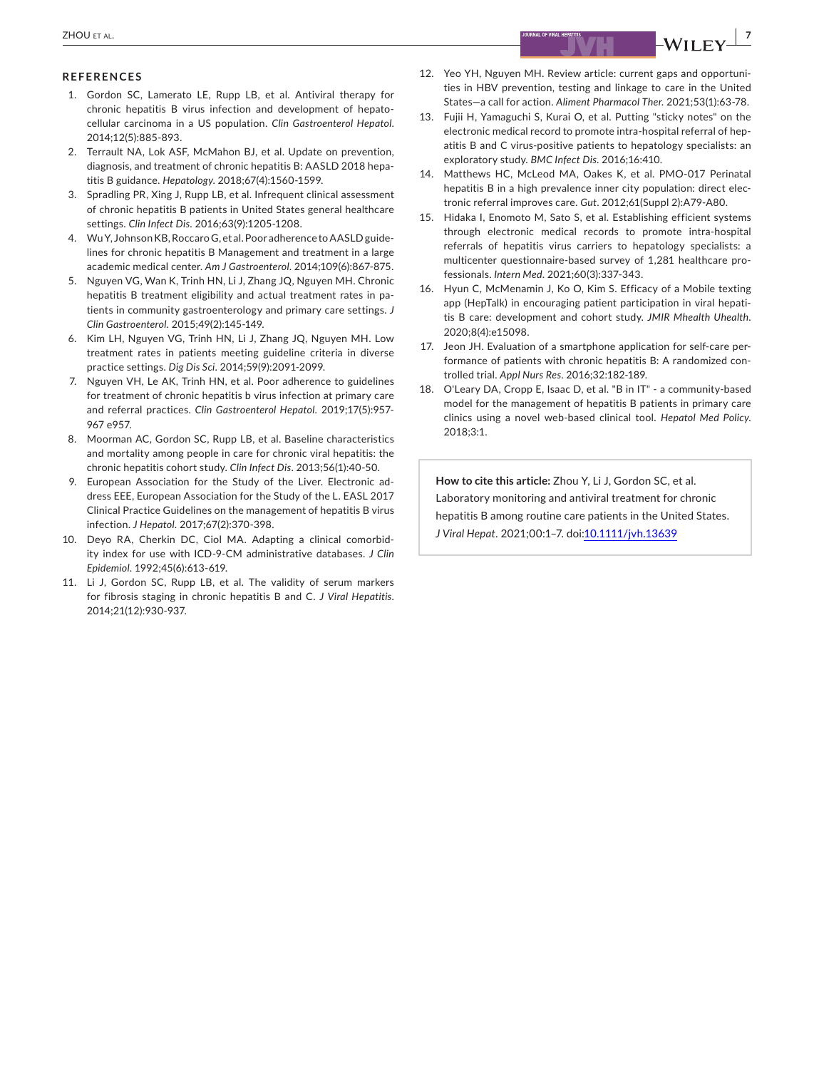## REFERENCES

1. Gordon SC, Lamerato LE, Rupp LB, et al. Antiviral therapy for chronic hepatitis B virus infection and development of hepatocellular carcinoma in a US population. *Clin Gastroenterol Hepatol*. 2014;12(5):885-893.
2. Terrault NA, Lok ASF, McMahon BJ, et al. Update on prevention, diagnosis, and treatment of chronic hepatitis B: AASLD 2018 hepatitis B guidance. *Hepatology*. 2018;67(4):1560-1599.
3. Spradling PR, Xing J, Rupp LB, et al. Infrequent clinical assessment of chronic hepatitis B patients in United States general healthcare settings. *Clin Infect Dis*. 2016;63(9):1205-1208.
4. Wu Y, Johnson KB, Roccaro G, et al. Poor adherence to AASLD guidelines for chronic hepatitis B Management and treatment in a large academic medical center. *Am J Gastroenterol*. 2014;109(6):867-875.
5. Nguyen VG, Wan K, Trinh HN, Li J, Zhang JQ, Nguyen MH. Chronic hepatitis B treatment eligibility and actual treatment rates in patients in community gastroenterology and primary care settings. *J Clin Gastroenterol*. 2015;49(2):145-149.
6. Kim LH, Nguyen VG, Trinh HN, Li J, Zhang JQ, Nguyen MH. Low treatment rates in patients meeting guideline criteria in diverse practice settings. *Dig Dis Sci*. 2014;59(9):2091-2099.
7. Nguyen VH, Le AK, Trinh HN, et al. Poor adherence to guidelines for treatment of chronic hepatitis b virus infection at primary care and referral practices. *Clin Gastroenterol Hepatol*. 2019;17(5):957-967 e957.
8. Moorman AC, Gordon SC, Rupp LB, et al. Baseline characteristics and mortality among people in care for chronic viral hepatitis: the chronic hepatitis cohort study. *Clin Infect Dis*. 2013;56(1):40-50.
9. European Association for the Study of the Liver. Electronic address EEE, European Association for the Study of the L. EASL 2017 Clinical Practice Guidelines on the management of hepatitis B virus infection. *J Hepatol*. 2017;67(2):370-398.
10. Deyo RA, Cherkin DC, Ciol MA. Adapting a clinical comorbidity index for use with ICD-9-CM administrative databases. *J Clin Epidemiol*. 1992;45(6):613-619.
11. Li J, Gordon SC, Rupp LB, et al. The validity of serum markers for fibrosis staging in chronic hepatitis B and C. *J Viral Hepatitis*. 2014;21(12):930-937.
12. Yeo YH, Nguyen MH. Review article: current gaps and opportunities in HBV prevention, testing and linkage to care in the United States—a call for action. *Aliment Pharmacol Ther*. 2021;53(1):63-78.
13. Fujii H, Yamaguchi S, Kurai O, et al. Putting "sticky notes" on the electronic medical record to promote intra-hospital referral of hepatitis B and C virus-positive patients to hepatology specialists: an exploratory study. *BMC Infect Dis*. 2016;16:410.
14. Matthews HC, McLeod MA, Oakes K, et al. PMO-017 Perinatal hepatitis B in a high prevalence inner city population: direct electronic referral improves care. *Gut*. 2012;61(Suppl 2):A79-A80.
15. Hidaka I, Enomoto M, Sato S, et al. Establishing efficient systems through electronic medical records to promote intra-hospital referrals of hepatitis virus carriers to hepatology specialists: a multicenter questionnaire-based survey of 1,281 healthcare professionals. *Intern Med*. 2021;60(3):337-343.
16. Hyun C, McMenamin J, Ko O, Kim S. Efficacy of a Mobile texting app (HepTalk) in encouraging patient participation in viral hepatitis B care: development and cohort study. *JMIR Mhealth Uhealth*. 2020;8(4):e15098.
17. Jeon JH. Evaluation of a smartphone application for self-care performance of patients with chronic hepatitis B: A randomized controlled trial. *Appl Nurs Res*. 2016;32:182-189.
18. O'Leary DA, Cropp E, Isaac D, et al. "B in IT" - a community-based model for the management of hepatitis B patients in primary care clinics using a novel web-based clinical tool. *Hepatol Med Policy*. 2018;3:1.

**How to cite this article:** Zhou Y, Li J, Gordon SC, et al. Laboratory monitoring and antiviral treatment for chronic hepatitis B among routine care patients in the United States. *J Viral Hepat*. 2021;00:1–7. doi:10.1111/jvh.13639